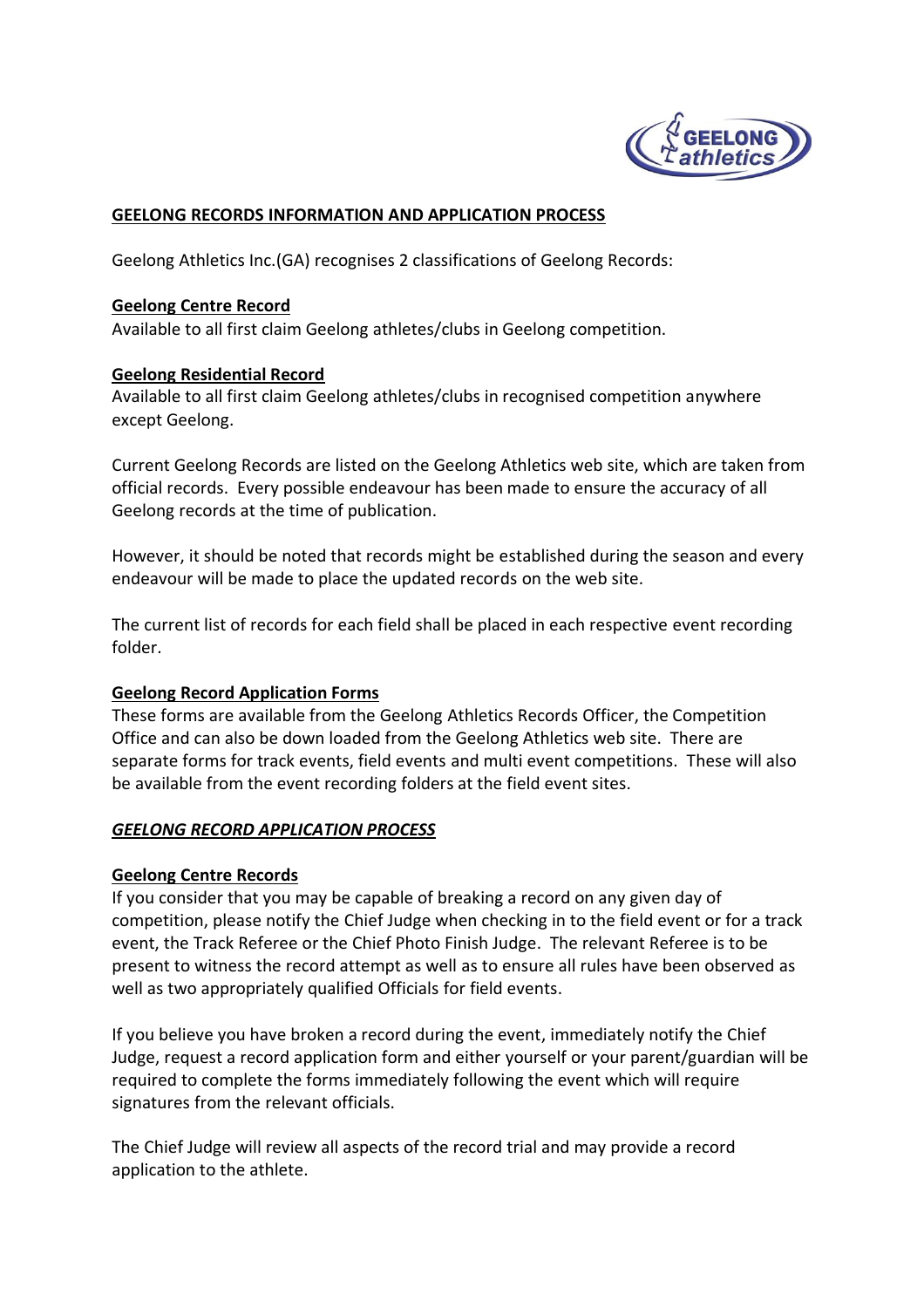## GEELONG RECORDS INFORMATION AND APPLICATION PROCESS

Geelong Athletics Inc.(GA) recognises 2 classifications of Geelong Records:

**Geelong Centre Record**
Available to all first claim Geelong athletes/clubs in Geelong competition.

**Geelong Residential Record**
Available to all first claim Geelong athletes/clubs in recognised competition anywhere except Geelong.

Current Geelong Records are listed on the Geelong Athletics web site, which are taken from official records. Every possible endeavour has been made to ensure the accuracy of all Geelong records at the time of publication.

However, it should be noted that records might be established during the season and every endeavour will be made to place the updated records on the web site.

The current list of records for each field shall be placed in each respective event recording folder.

**Geelong Record Application Forms**
These forms are available from the Geelong Athletics Records Officer, the Competition Office and can also be down loaded from the Geelong Athletics web site. There are separate forms for track events, field events and multi event competitions. These will also be available from the event recording folders at the field event sites.

### *GEELONG RECORD APPLICATION PROCESS*

**Geelong Centre Records**
If you consider that you may be capable of breaking a record on any given day of competition, please notify the Chief Judge when checking in to the field event or for a track event, the Track Referee or the Chief Photo Finish Judge. The relevant Referee is to be present to witness the record attempt as well as to ensure all rules have been observed as well as two appropriately qualified Officials for field events.

If you believe you have broken a record during the event, immediately notify the Chief Judge, request a record application form and either yourself or your parent/guardian will be required to complete the forms immediately following the event which will require signatures from the relevant officials.

The Chief Judge will review all aspects of the record trial and may provide a record application to the athlete.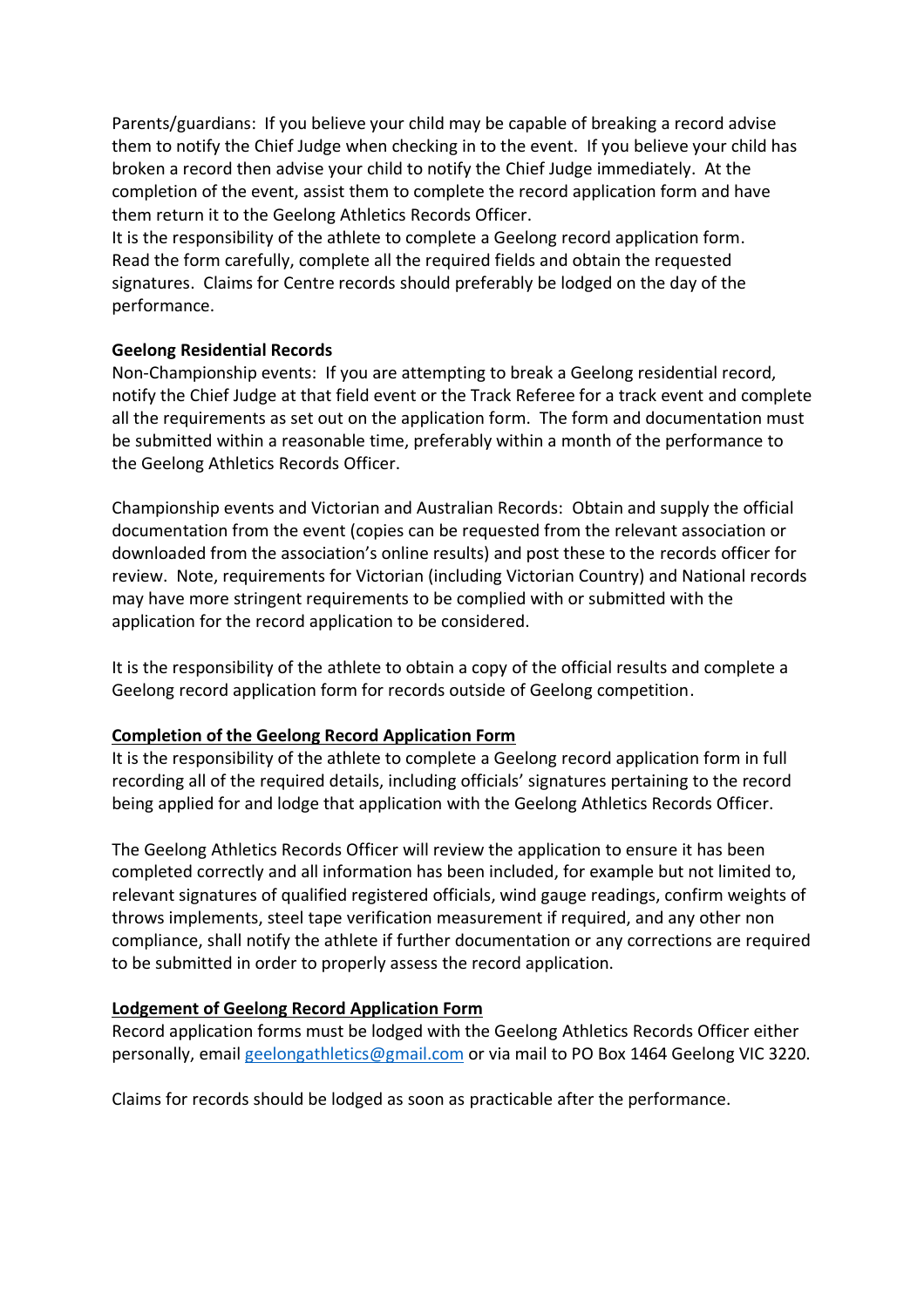Parents/guardians: If you believe your child may be capable of breaking a record advise them to notify the Chief Judge when checking in to the event. If you believe your child has broken a record then advise your child to notify the Chief Judge immediately. At the completion of the event, assist them to complete the record application form and have them return it to the Geelong Athletics Records Officer.
It is the responsibility of the athlete to complete a Geelong record application form. Read the form carefully, complete all the required fields and obtain the requested signatures. Claims for Centre records should preferably be lodged on the day of the performance.

**Geelong Residential Records**

Non-Championship events: If you are attempting to break a Geelong residential record, notify the Chief Judge at that field event or the Track Referee for a track event and complete all the requirements as set out on the application form. The form and documentation must be submitted within a reasonable time, preferably within a month of the performance to the Geelong Athletics Records Officer.

Championship events and Victorian and Australian Records: Obtain and supply the official documentation from the event (copies can be requested from the relevant association or downloaded from the association's online results) and post these to the records officer for review. Note, requirements for Victorian (including Victorian Country) and National records may have more stringent requirements to be complied with or submitted with the application for the record application to be considered.

It is the responsibility of the athlete to obtain a copy of the official results and complete a Geelong record application form for records outside of Geelong competition.

**Completion of the Geelong Record Application Form**

It is the responsibility of the athlete to complete a Geelong record application form in full recording all of the required details, including officials' signatures pertaining to the record being applied for and lodge that application with the Geelong Athletics Records Officer.

The Geelong Athletics Records Officer will review the application to ensure it has been completed correctly and all information has been included, for example but not limited to, relevant signatures of qualified registered officials, wind gauge readings, confirm weights of throws implements, steel tape verification measurement if required, and any other non compliance, shall notify the athlete if further documentation or any corrections are required to be submitted in order to properly assess the record application.

**Lodgement of Geelong Record Application Form**

Record application forms must be lodged with the Geelong Athletics Records Officer either personally, email geelongathletics@gmail.com or via mail to PO Box 1464 Geelong VIC 3220.

Claims for records should be lodged as soon as practicable after the performance.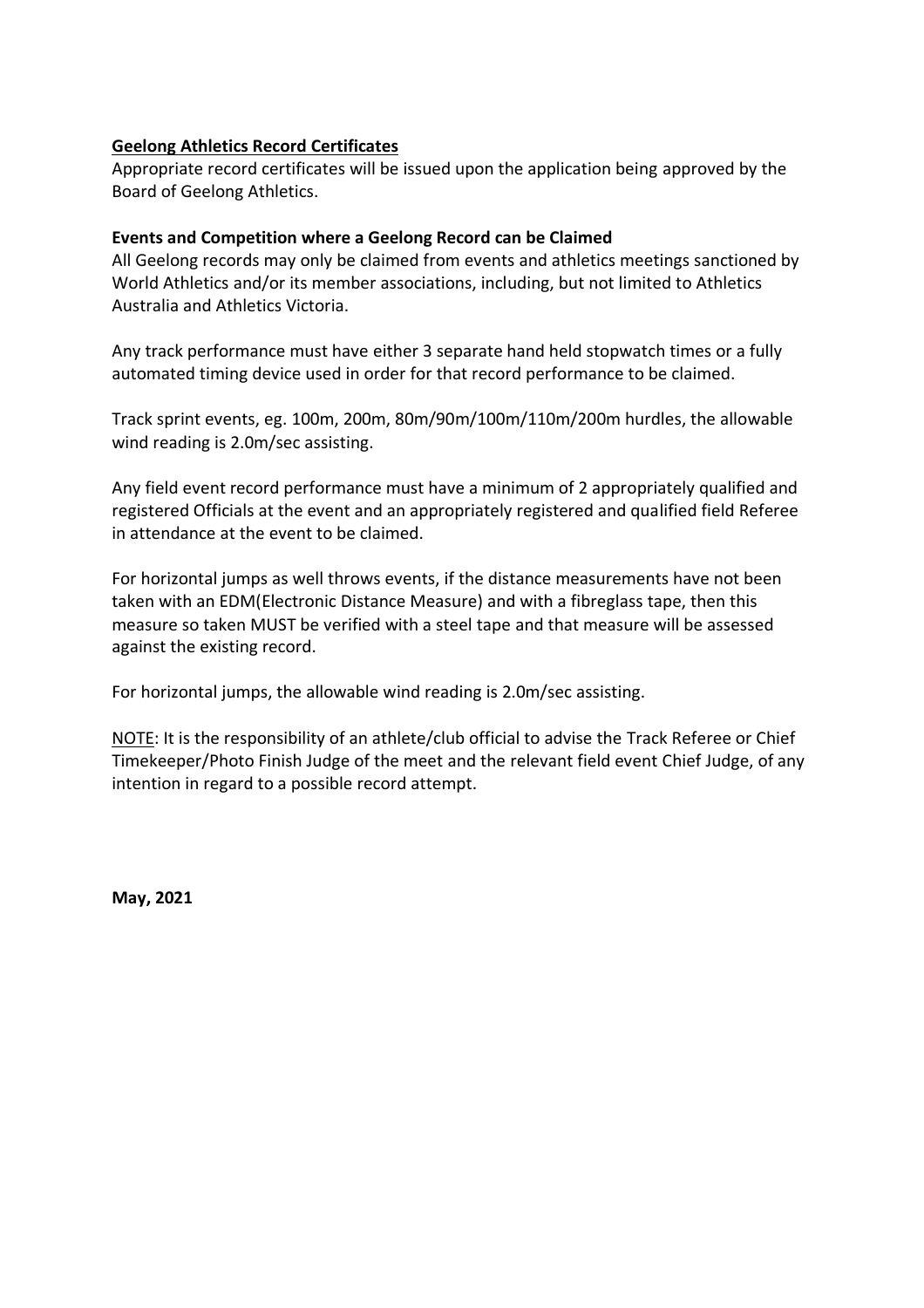**<u>Geelong Athletics Record Certificates</u>**

Appropriate record certificates will be issued upon the application being approved by the Board of Geelong Athletics.

**Events and Competition where a Geelong Record can be Claimed**

All Geelong records may only be claimed from events and athletics meetings sanctioned by World Athletics and/or its member associations, including, but not limited to Athletics Australia and Athletics Victoria.

Any track performance must have either 3 separate hand held stopwatch times or a fully automated timing device used in order for that record performance to be claimed.

Track sprint events, eg. 100m, 200m, 80m/90m/100m/110m/200m hurdles, the allowable wind reading is 2.0m/sec assisting.

Any field event record performance must have a minimum of 2 appropriately qualified and registered Officials at the event and an appropriately registered and qualified field Referee in attendance at the event to be claimed.

For horizontal jumps as well throws events, if the distance measurements have not been taken with an EDM(Electronic Distance Measure) and with a fibreglass tape, then this measure so taken MUST be verified with a steel tape and that measure will be assessed against the existing record.

For horizontal jumps, the allowable wind reading is 2.0m/sec assisting.

<u>NOTE</u>: It is the responsibility of an athlete/club official to advise the Track Referee or Chief Timekeeper/Photo Finish Judge of the meet and the relevant field event Chief Judge, of any intention in regard to a possible record attempt.

**May, 2021**